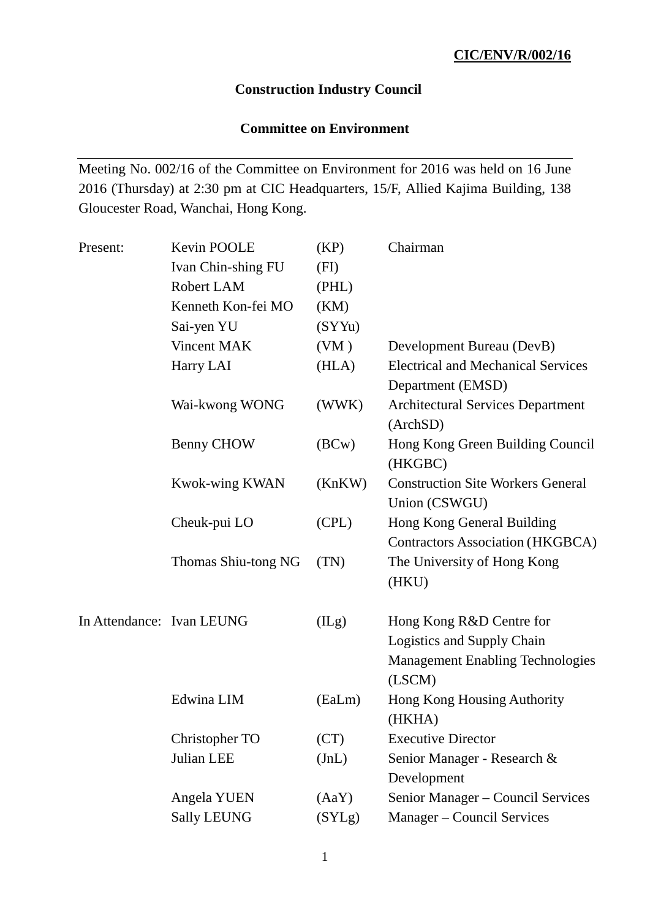**CIC/ENV/R/002/16**

# Construction Industry Council

## Committee on Environment

---

Meeting No. 002/16 of the Committee on Environment for 2016 was held on 16 June 2016 (Thursday) at 2:30 pm at CIC Headquarters, 15/F, Allied Kajima Building, 138 Gloucester Road, Wanchai, Hong Kong.

| | | | |
|---|---|---|---|
| Present: | Kevin POOLE | (KP) | Chairman |
| | Ivan Chin-shing FU | (FI) | |
| | Robert LAM | (PHL) | |
| | Kenneth Kon-fei MO | (KM) | |
| | Sai-yen YU | (SYYu) | |
| | Vincent MAK | (VM ) | Development Bureau (DevB) |
| | Harry LAI | (HLA) | Electrical and Mechanical Services Department (EMSD) |
| | Wai-kwong WONG | (WWK) | Architectural Services Department (ArchSD) |
| | Benny CHOW | (BCw) | Hong Kong Green Building Council (HKGBC) |
| | Kwok-wing KWAN | (KnKW) | Construction Site Workers General Union (CSWGU) |
| | Cheuk-pui LO | (CPL) | Hong Kong General Building Contractors Association (HKGBCA) |
| | Thomas Shiu-tong NG | (TN) | The University of Hong Kong (HKU) |
| In Attendance: | Ivan LEUNG | (ILg) | Hong Kong R&D Centre for Logistics and Supply Chain Management Enabling Technologies (LSCM) |
| | Edwina LIM | (EaLm) | Hong Kong Housing Authority (HKHA) |
| | Christopher TO | (CT) | Executive Director |
| | Julian LEE | (JnL) | Senior Manager - Research & Development |
| | Angela YUEN | (AaY) | Senior Manager – Council Services |
| | Sally LEUNG | (SYLg) | Manager – Council Services |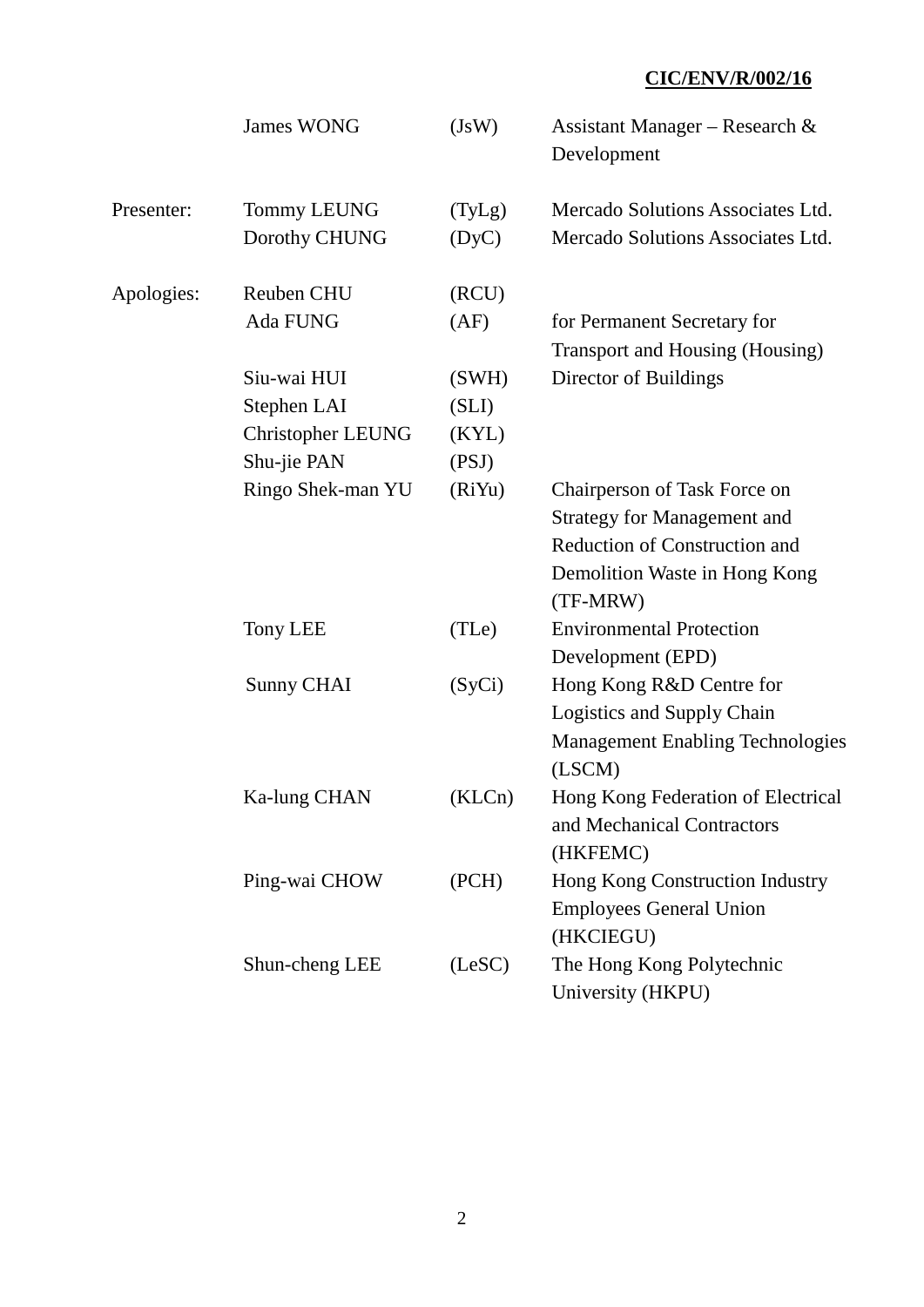CIC/ENV/R/002/16

| | | | |
|---|---|---|---|
| | James WONG | (JsW) | Assistant Manager – Research & Development |
| Presenter: | Tommy LEUNG | (TyLg) | Mercado Solutions Associates Ltd. |
| | Dorothy CHUNG | (DyC) | Mercado Solutions Associates Ltd. |
| Apologies: | Reuben CHU | (RCU) | |
| | Ada FUNG | (AF) | for Permanent Secretary for Transport and Housing (Housing) |
| | Siu-wai HUI | (SWH) | Director of Buildings |
| | Stephen LAI | (SLI) | |
| | Christopher LEUNG | (KYL) | |
| | Shu-jie PAN | (PSJ) | |
| | Ringo Shek-man YU | (RiYu) | Chairperson of Task Force on Strategy for Management and Reduction of Construction and Demolition Waste in Hong Kong (TF-MRW) |
| | Tony LEE | (TLe) | Environmental Protection Development (EPD) |
| | Sunny CHAI | (SyCi) | Hong Kong R&D Centre for Logistics and Supply Chain Management Enabling Technologies (LSCM) |
| | Ka-lung CHAN | (KLCn) | Hong Kong Federation of Electrical and Mechanical Contractors (HKFEMC) |
| | Ping-wai CHOW | (PCH) | Hong Kong Construction Industry Employees General Union (HKCIEGU) |
| | Shun-cheng LEE | (LeSC) | The Hong Kong Polytechnic University (HKPU) |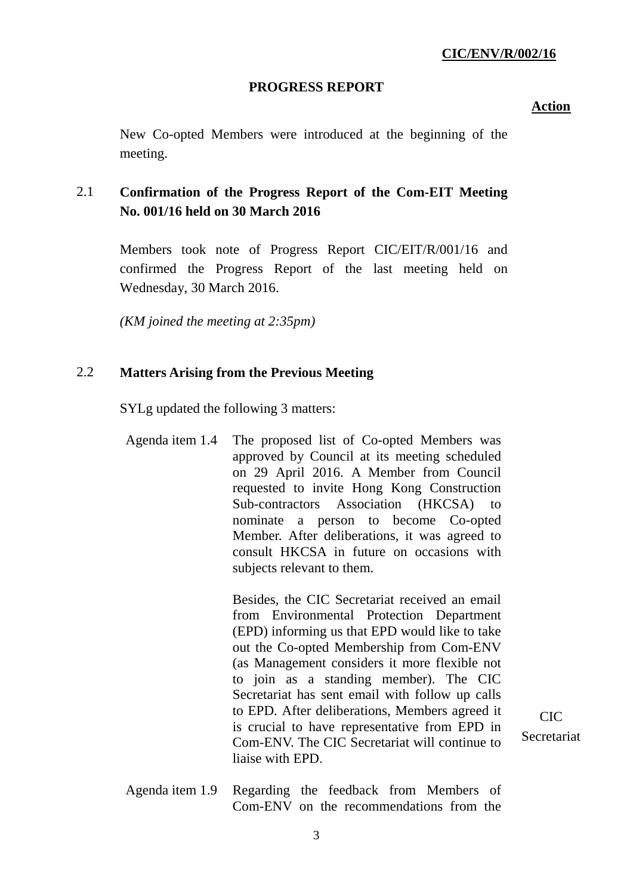**CIC/ENV/R/002/16**

**PROGRESS REPORT**

**Action**

New Co-opted Members were introduced at the beginning of the meeting.

## 2.1 Confirmation of the Progress Report of the Com-EIT Meeting No. 001/16 held on 30 March 2016

Members took note of Progress Report CIC/EIT/R/001/16 and confirmed the Progress Report of the last meeting held on Wednesday, 30 March 2016.

*(KM joined the meeting at 2:35pm)*

## 2.2 Matters Arising from the Previous Meeting

SYLg updated the following 3 matters:

| | | Action |
|---|---|---|
| Agenda item 1.4 | The proposed list of Co-opted Members was approved by Council at its meeting scheduled on 29 April 2016. A Member from Council requested to invite Hong Kong Construction Sub-contractors Association (HKCSA) to nominate a person to become Co-opted Member. After deliberations, it was agreed to consult HKCSA in future on occasions with subjects relevant to them. | |
| | Besides, the CIC Secretariat received an email from Environmental Protection Department (EPD) informing us that EPD would like to take out the Co-opted Membership from Com-ENV (as Management considers it more flexible not to join as a standing member). The CIC Secretariat has sent email with follow up calls to EPD. After deliberations, Members agreed it is crucial to have representative from EPD in Com-ENV. The CIC Secretariat will continue to liaise with EPD. | CIC Secretariat |
| Agenda item 1.9 | Regarding the feedback from Members of Com-ENV on the recommendations from the | |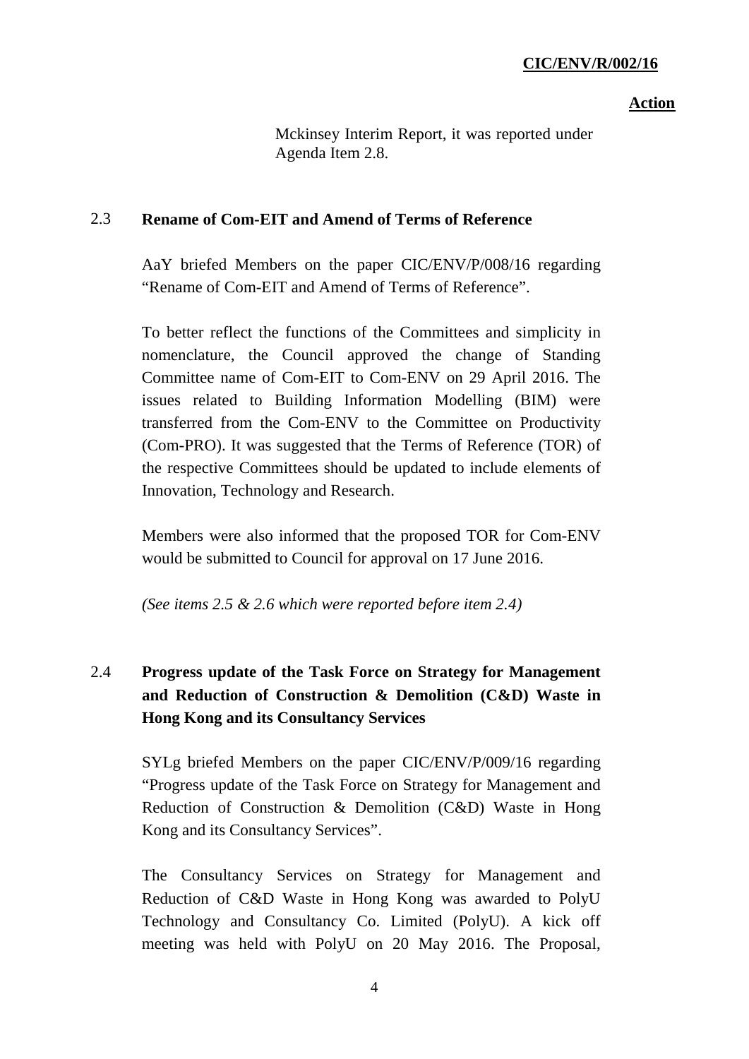Mckinsey Interim Report, it was reported under Agenda Item 2.8.

**Action**

## 2.3 Rename of Com-EIT and Amend of Terms of Reference

AaY briefed Members on the paper CIC/ENV/P/008/16 regarding "Rename of Com-EIT and Amend of Terms of Reference".

To better reflect the functions of the Committees and simplicity in nomenclature, the Council approved the change of Standing Committee name of Com-EIT to Com-ENV on 29 April 2016. The issues related to Building Information Modelling (BIM) were transferred from the Com-ENV to the Committee on Productivity (Com-PRO). It was suggested that the Terms of Reference (TOR) of the respective Committees should be updated to include elements of Innovation, Technology and Research.

Members were also informed that the proposed TOR for Com-ENV would be submitted to Council for approval on 17 June 2016.

*(See items 2.5 & 2.6 which were reported before item 2.4)*

## 2.4 Progress update of the Task Force on Strategy for Management and Reduction of Construction & Demolition (C&D) Waste in Hong Kong and its Consultancy Services

SYLg briefed Members on the paper CIC/ENV/P/009/16 regarding "Progress update of the Task Force on Strategy for Management and Reduction of Construction & Demolition (C&D) Waste in Hong Kong and its Consultancy Services".

The Consultancy Services on Strategy for Management and Reduction of C&D Waste in Hong Kong was awarded to PolyU Technology and Consultancy Co. Limited (PolyU). A kick off meeting was held with PolyU on 20 May 2016. The Proposal,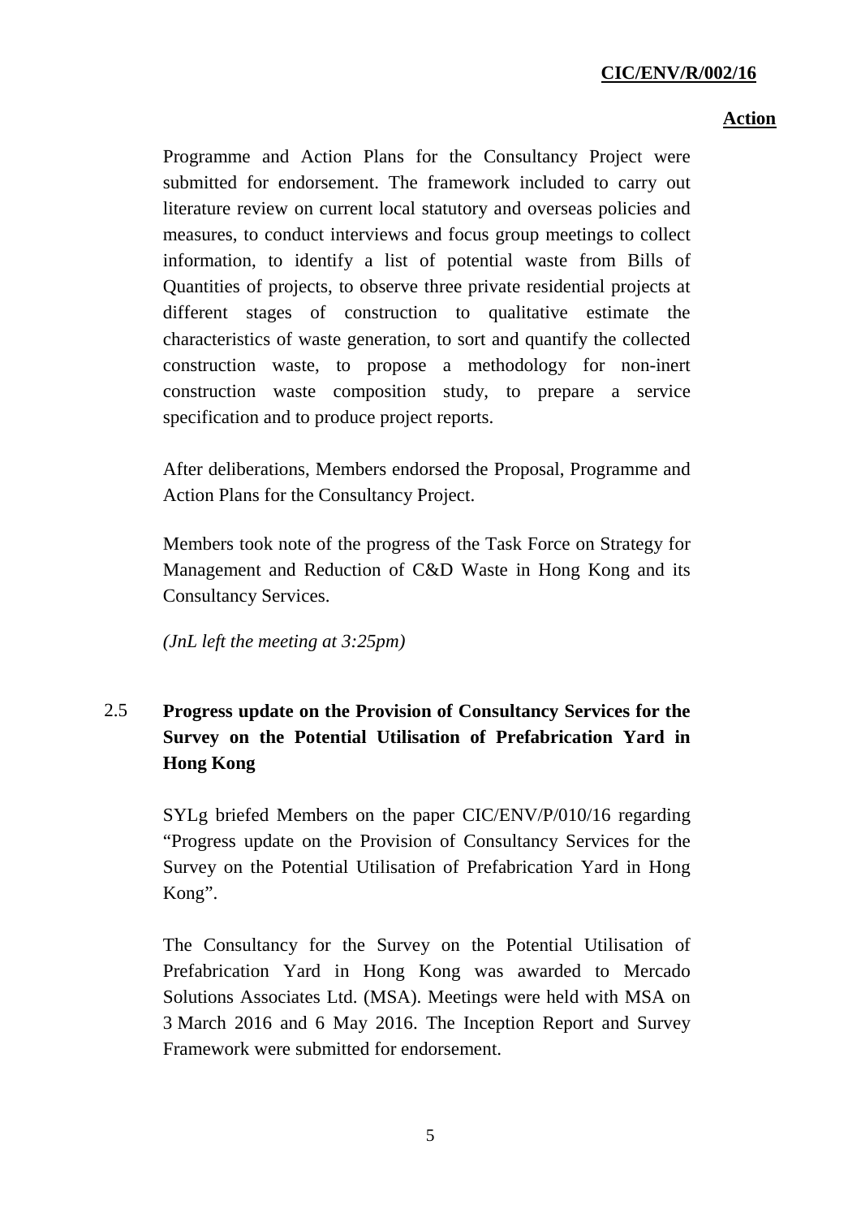Programme and Action Plans for the Consultancy Project were submitted for endorsement. The framework included to carry out literature review on current local statutory and overseas policies and measures, to conduct interviews and focus group meetings to collect information, to identify a list of potential waste from Bills of Quantities of projects, to observe three private residential projects at different stages of construction to qualitative estimate the characteristics of waste generation, to sort and quantify the collected construction waste, to propose a methodology for non-inert construction waste composition study, to prepare a service specification and to produce project reports.

After deliberations, Members endorsed the Proposal, Programme and Action Plans for the Consultancy Project.

Members took note of the progress of the Task Force on Strategy for Management and Reduction of C&D Waste in Hong Kong and its Consultancy Services.

*(JnL left the meeting at 3:25pm)*

## 2.5 Progress update on the Provision of Consultancy Services for the Survey on the Potential Utilisation of Prefabrication Yard in Hong Kong

SYLg briefed Members on the paper CIC/ENV/P/010/16 regarding "Progress update on the Provision of Consultancy Services for the Survey on the Potential Utilisation of Prefabrication Yard in Hong Kong".

The Consultancy for the Survey on the Potential Utilisation of Prefabrication Yard in Hong Kong was awarded to Mercado Solutions Associates Ltd. (MSA). Meetings were held with MSA on 3 March 2016 and 6 May 2016. The Inception Report and Survey Framework were submitted for endorsement.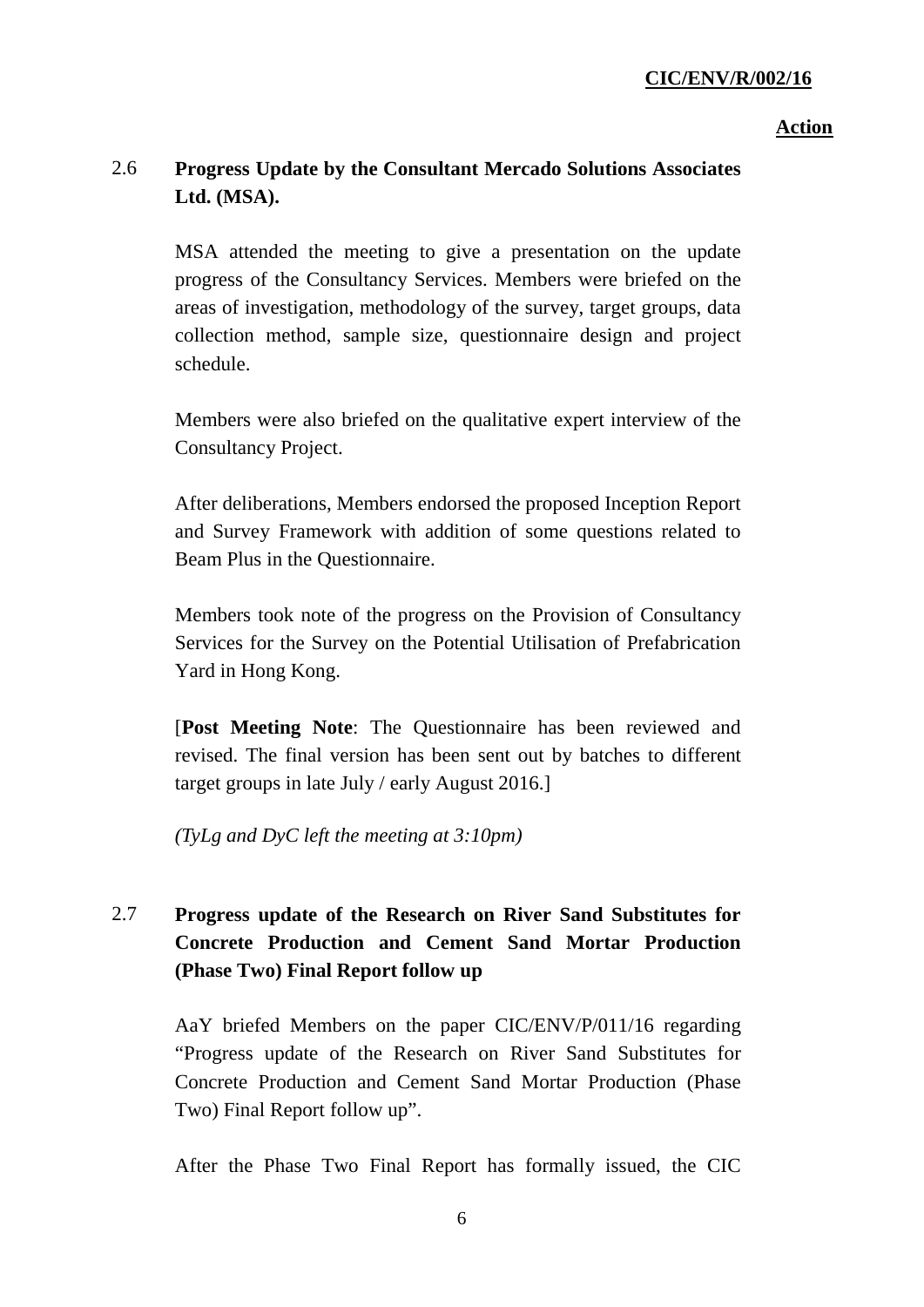**Action**

2.6 **Progress Update by the Consultant Mercado Solutions Associates Ltd. (MSA).**

MSA attended the meeting to give a presentation on the update progress of the Consultancy Services. Members were briefed on the areas of investigation, methodology of the survey, target groups, data collection method, sample size, questionnaire design and project schedule.

Members were also briefed on the qualitative expert interview of the Consultancy Project.

After deliberations, Members endorsed the proposed Inception Report and Survey Framework with addition of some questions related to Beam Plus in the Questionnaire.

Members took note of the progress on the Provision of Consultancy Services for the Survey on the Potential Utilisation of Prefabrication Yard in Hong Kong.

[**Post Meeting Note**: The Questionnaire has been reviewed and revised. The final version has been sent out by batches to different target groups in late July / early August 2016.]

*(TyLg and DyC left the meeting at 3:10pm)*

2.7 **Progress update of the Research on River Sand Substitutes for Concrete Production and Cement Sand Mortar Production (Phase Two) Final Report follow up**

AaY briefed Members on the paper CIC/ENV/P/011/16 regarding "Progress update of the Research on River Sand Substitutes for Concrete Production and Cement Sand Mortar Production (Phase Two) Final Report follow up".

After the Phase Two Final Report has formally issued, the CIC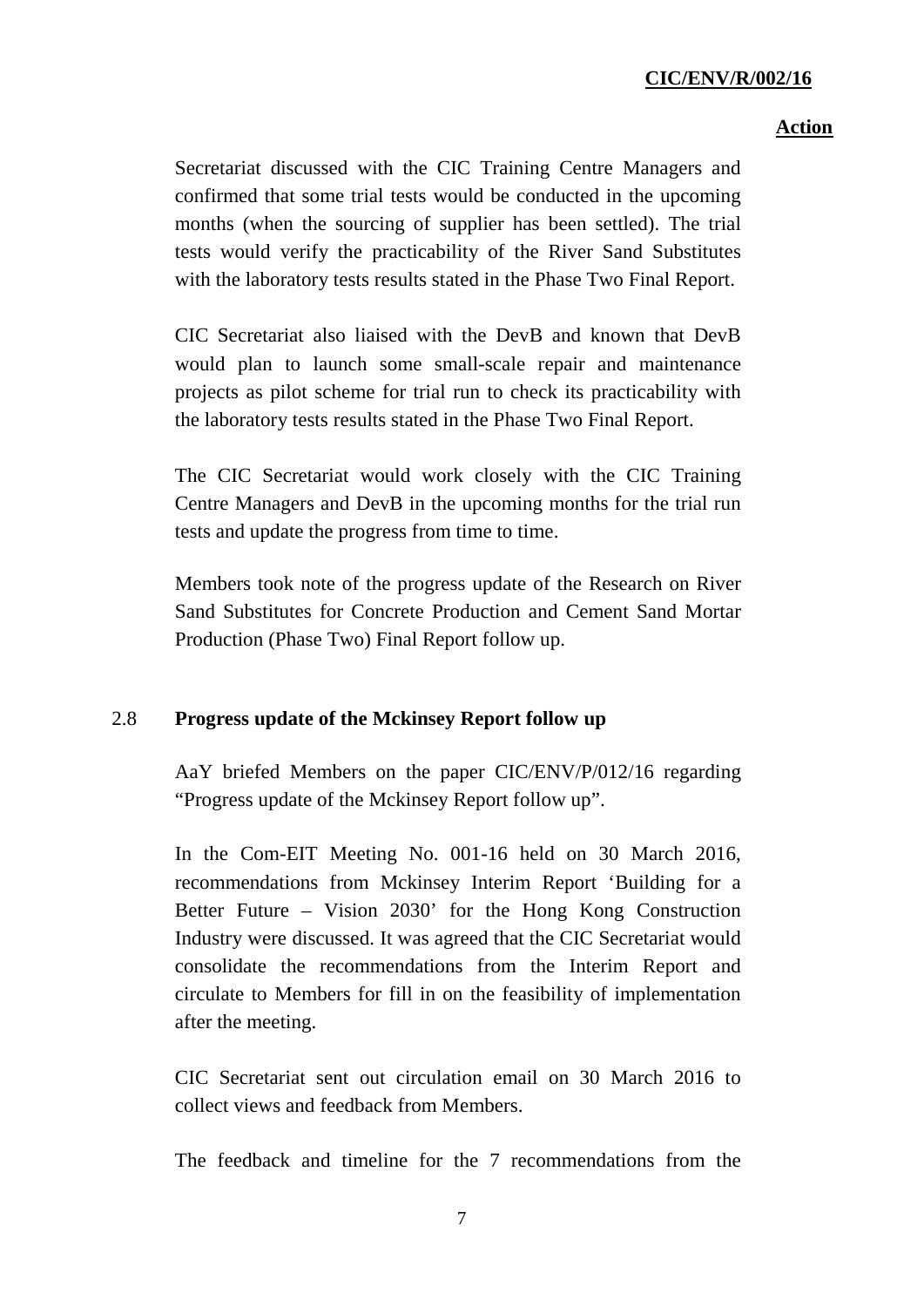Secretariat discussed with the CIC Training Centre Managers and confirmed that some trial tests would be conducted in the upcoming months (when the sourcing of supplier has been settled). The trial tests would verify the practicability of the River Sand Substitutes with the laboratory tests results stated in the Phase Two Final Report.

CIC Secretariat also liaised with the DevB and known that DevB would plan to launch some small-scale repair and maintenance projects as pilot scheme for trial run to check its practicability with the laboratory tests results stated in the Phase Two Final Report.

The CIC Secretariat would work closely with the CIC Training Centre Managers and DevB in the upcoming months for the trial run tests and update the progress from time to time.

Members took note of the progress update of the Research on River Sand Substitutes for Concrete Production and Cement Sand Mortar Production (Phase Two) Final Report follow up.

## 2.8 Progress update of the Mckinsey Report follow up

AaY briefed Members on the paper CIC/ENV/P/012/16 regarding "Progress update of the Mckinsey Report follow up".

In the Com-EIT Meeting No. 001-16 held on 30 March 2016, recommendations from Mckinsey Interim Report 'Building for a Better Future – Vision 2030' for the Hong Kong Construction Industry were discussed. It was agreed that the CIC Secretariat would consolidate the recommendations from the Interim Report and circulate to Members for fill in on the feasibility of implementation after the meeting.

CIC Secretariat sent out circulation email on 30 March 2016 to collect views and feedback from Members.

The feedback and timeline for the 7 recommendations from the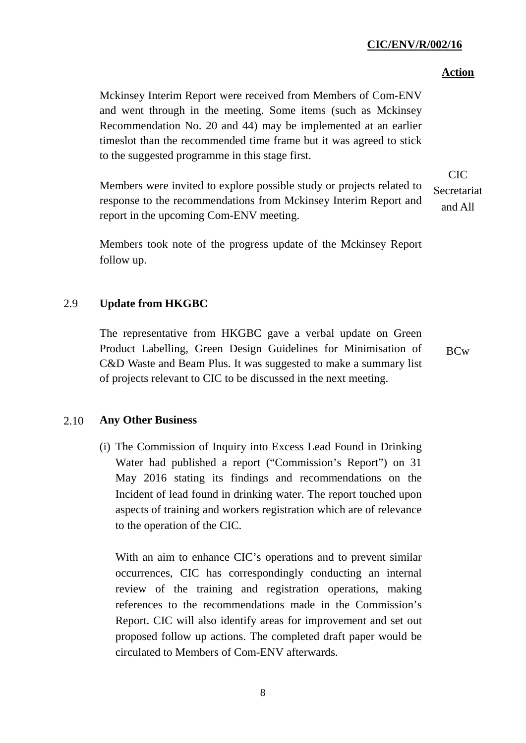| | | Action |
|---|---|---|
| | Mckinsey Interim Report were received from Members of Com-ENV and went through in the meeting. Some items (such as Mckinsey Recommendation No. 20 and 44) may be implemented at an earlier timeslot than the recommended time frame but it was agreed to stick to the suggested programme in this stage first. | |
| | Members were invited to explore possible study or projects related to response to the recommendations from Mckinsey Interim Report and report in the upcoming Com-ENV meeting. | CIC Secretariat and All |
| | Members took note of the progress update of the Mckinsey Report follow up. | |
| 2.9 | **Update from HKGBC** | |
| | The representative from HKGBC gave a verbal update on Green Product Labelling, Green Design Guidelines for Minimisation of C&D Waste and Beam Plus. It was suggested to make a summary list of projects relevant to CIC to be discussed in the next meeting. | BCw |
| 2.10 | **Any Other Business** | |
| | (i) The Commission of Inquiry into Excess Lead Found in Drinking Water had published a report ("Commission's Report") on 31 May 2016 stating its findings and recommendations on the Incident of lead found in drinking water. The report touched upon aspects of training and workers registration which are of relevance to the operation of the CIC. | |
| | With an aim to enhance CIC's operations and to prevent similar occurrences, CIC has correspondingly conducting an internal review of the training and registration operations, making references to the recommendations made in the Commission's Report. CIC will also identify areas for improvement and set out proposed follow up actions. The completed draft paper would be circulated to Members of Com-ENV afterwards. | |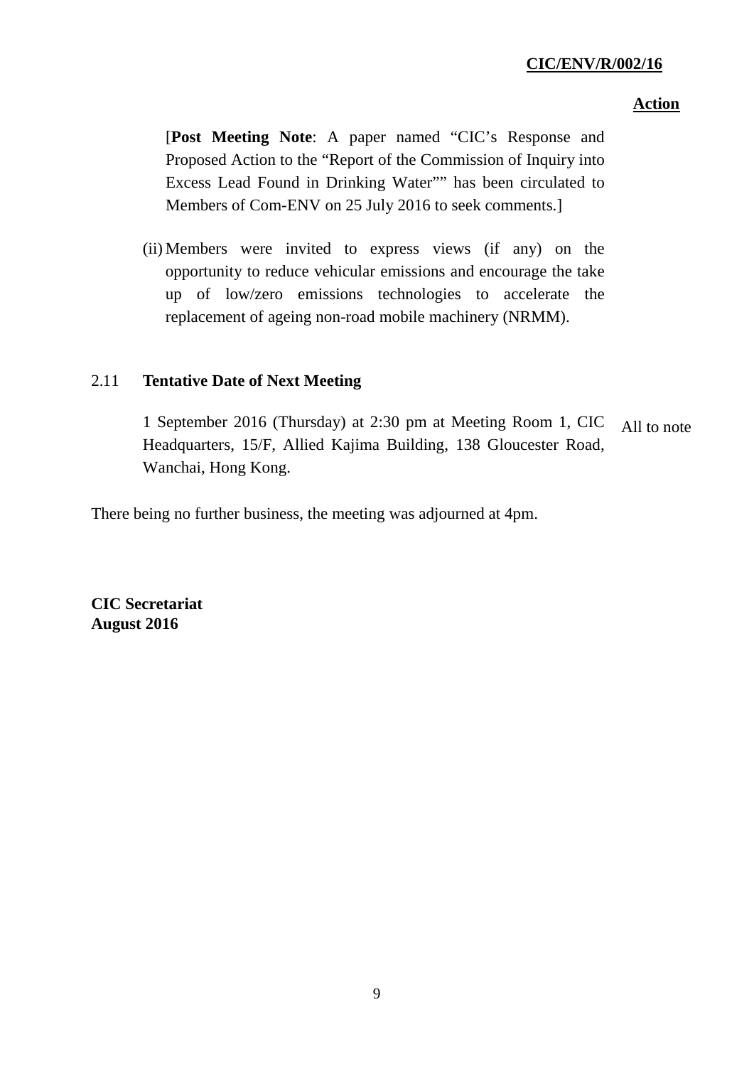**Action**

[**Post Meeting Note**: A paper named "CIC's Response and Proposed Action to the "Report of the Commission of Inquiry into Excess Lead Found in Drinking Water"" has been circulated to Members of Com-ENV on 25 July 2016 to seek comments.]

(ii) Members were invited to express views (if any) on the opportunity to reduce vehicular emissions and encourage the take up of low/zero emissions technologies to accelerate the replacement of ageing non-road mobile machinery (NRMM).

2.11 **Tentative Date of Next Meeting**

1 September 2016 (Thursday) at 2:30 pm at Meeting Room 1, CIC Headquarters, 15/F, Allied Kajima Building, 138 Gloucester Road, Wanchai, Hong Kong. — All to note

There being no further business, the meeting was adjourned at 4pm.

**CIC Secretariat**
**August 2016**